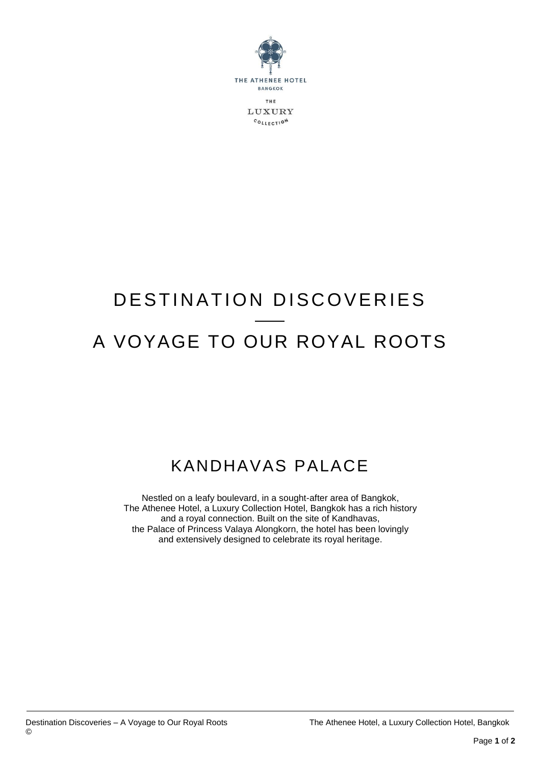THE ATHENEE HOTEL
BANGKOK

THE
LUXURY
COLLECTION

# DESTINATION DISCOVERIES

# A VOYAGE TO OUR ROYAL ROOTS

## KANDHAVAS PALACE

Nestled on a leafy boulevard, in a sought-after area of Bangkok, The Athenee Hotel, a Luxury Collection Hotel, Bangkok has a rich history and a royal connection. Built on the site of Kandhavas, the Palace of Princess Valaya Alongkorn, the hotel has been lovingly and extensively designed to celebrate its royal heritage.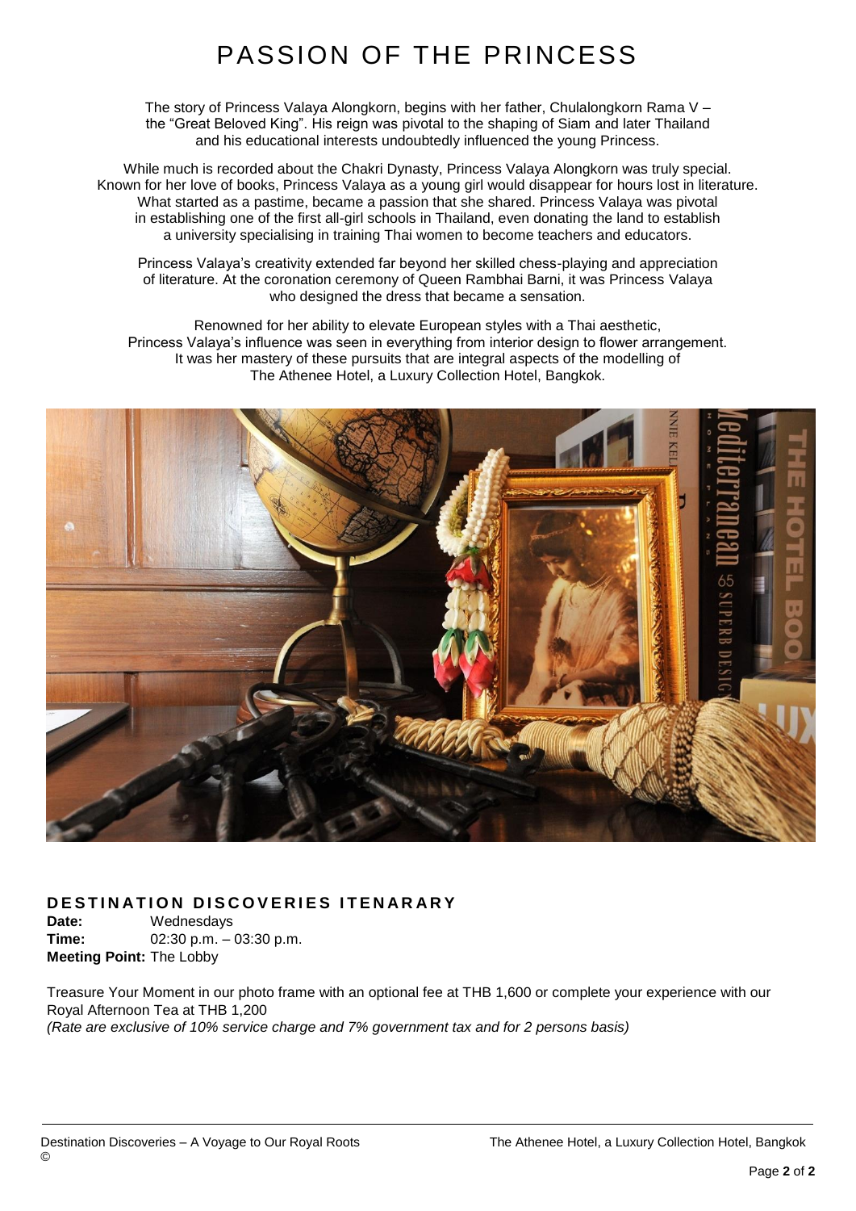# PASSION OF THE PRINCESS

The story of Princess Valaya Alongkorn, begins with her father, Chulalongkorn Rama V – the "Great Beloved King". His reign was pivotal to the shaping of Siam and later Thailand and his educational interests undoubtedly influenced the young Princess.

While much is recorded about the Chakri Dynasty, Princess Valaya Alongkorn was truly special. Known for her love of books, Princess Valaya as a young girl would disappear for hours lost in literature. What started as a pastime, became a passion that she shared. Princess Valaya was pivotal in establishing one of the first all-girl schools in Thailand, even donating the land to establish a university specialising in training Thai women to become teachers and educators.

Princess Valaya's creativity extended far beyond her skilled chess-playing and appreciation of literature. At the coronation ceremony of Queen Rambhai Barni, it was Princess Valaya who designed the dress that became a sensation.

Renowned for her ability to elevate European styles with a Thai aesthetic, Princess Valaya's influence was seen in everything from interior design to flower arrangement. It was her mastery of these pursuits that are integral aspects of the modelling of The Athenee Hotel, a Luxury Collection Hotel, Bangkok.

## DESTINATION DISCOVERIES ITENARARY

**Date:** Wednesdays
**Time:** 02:30 p.m. – 03:30 p.m.
**Meeting Point:** The Lobby

Treasure Your Moment in our photo frame with an optional fee at THB 1,600 or complete your experience with our Royal Afternoon Tea at THB 1,200
*(Rate are exclusive of 10% service charge and 7% government tax and for 2 persons basis)*